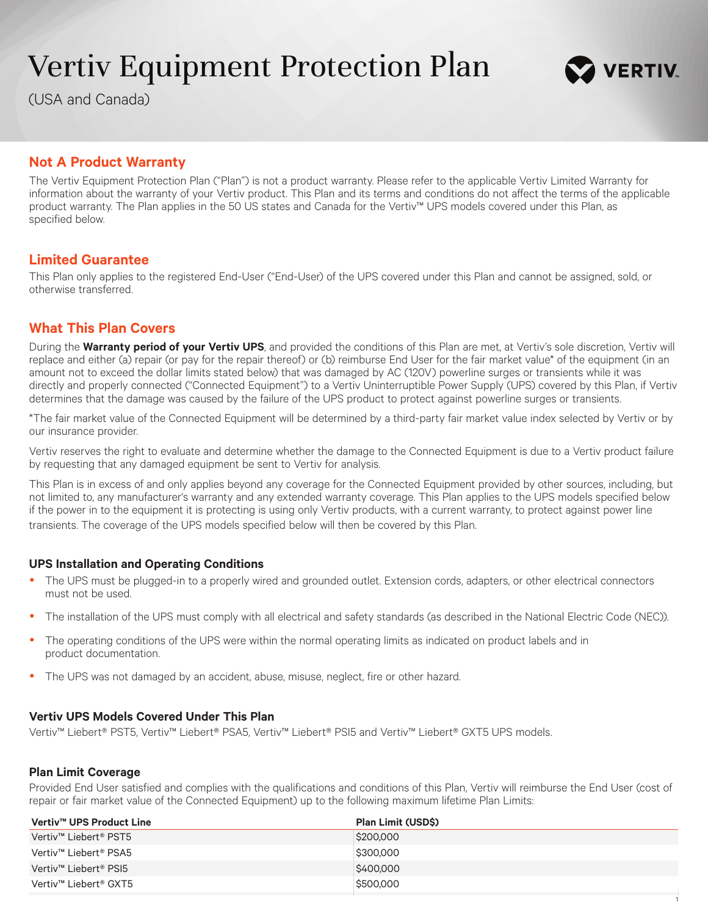# Vertiv Equipment Protection Plan

(USA and Canada)

## Not A Product Warranty

The Vertiv Equipment Protection Plan ("Plan") is not a product warranty. Please refer to the applicable Vertiv Limited Warranty for information about the warranty of your Vertiv product. This Plan and its terms and conditions do not affect the terms of the applicable product warranty. The Plan applies in the 50 US states and Canada for the Vertiv™ UPS models covered under this Plan, as specified below.

## Limited Guarantee

This Plan only applies to the registered End-User ("End-User) of the UPS covered under this Plan and cannot be assigned, sold, or otherwise transferred.

## What This Plan Covers

During the **Warranty period of your Vertiv UPS**, and provided the conditions of this Plan are met, at Vertiv's sole discretion, Vertiv will replace and either (a) repair (or pay for the repair thereof) or (b) reimburse End User for the fair market value* of the equipment (in an amount not to exceed the dollar limits stated below) that was damaged by AC (120V) powerline surges or transients while it was directly and properly connected ("Connected Equipment") to a Vertiv Uninterruptible Power Supply (UPS) covered by this Plan, if Vertiv determines that the damage was caused by the failure of the UPS product to protect against powerline surges or transients.

*The fair market value of the Connected Equipment will be determined by a third-party fair market value index selected by Vertiv or by our insurance provider.

Vertiv reserves the right to evaluate and determine whether the damage to the Connected Equipment is due to a Vertiv product failure by requesting that any damaged equipment be sent to Vertiv for analysis.

This Plan is in excess of and only applies beyond any coverage for the Connected Equipment provided by other sources, including, but not limited to, any manufacturer's warranty and any extended warranty coverage. This Plan applies to the UPS models specified below if the power in to the equipment it is protecting is using only Vertiv products, with a current warranty, to protect against power line transients. The coverage of the UPS models specified below will then be covered by this Plan.

### UPS Installation and Operating Conditions

- The UPS must be plugged-in to a properly wired and grounded outlet. Extension cords, adapters, or other electrical connectors must not be used.
- The installation of the UPS must comply with all electrical and safety standards (as described in the National Electric Code (NEC)).
- The operating conditions of the UPS were within the normal operating limits as indicated on product labels and in product documentation.
- The UPS was not damaged by an accident, abuse, misuse, neglect, fire or other hazard.

### Vertiv UPS Models Covered Under This Plan

Vertiv™ Liebert® PST5, Vertiv™ Liebert® PSA5, Vertiv™ Liebert® PSI5 and Vertiv™ Liebert® GXT5 UPS models.

### Plan Limit Coverage

Provided End User satisfied and complies with the qualifications and conditions of this Plan, Vertiv will reimburse the End User (cost of repair or fair market value of the Connected Equipment) up to the following maximum lifetime Plan Limits:

| Vertiv™ UPS Product Line | Plan Limit (USD$) |
| --- | --- |
| Vertiv™ Liebert® PST5 | $200,000 |
| Vertiv™ Liebert® PSA5 | $300,000 |
| Vertiv™ Liebert® PSI5 | $400,000 |
| Vertiv™ Liebert® GXT5 | $500,000 |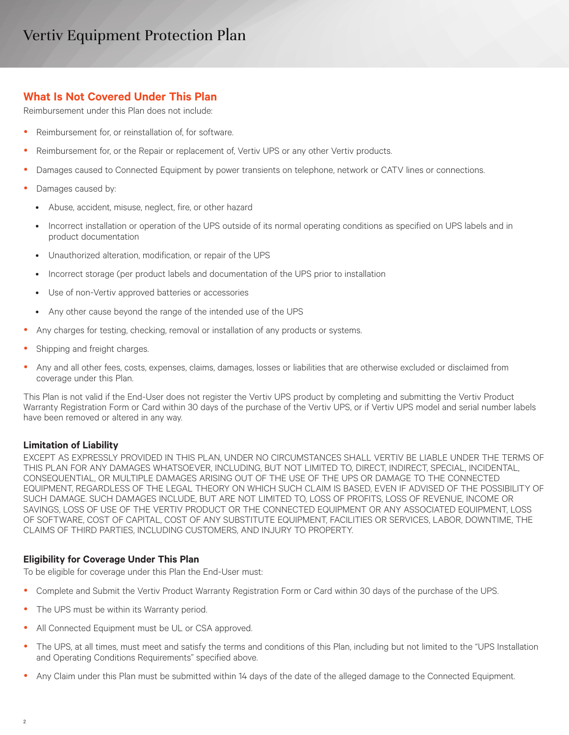## What Is Not Covered Under This Plan

Reimbursement under this Plan does not include:

- Reimbursement for, or reinstallation of, for software.
- Reimbursement for, or the Repair or replacement of, Vertiv UPS or any other Vertiv products.
- Damages caused to Connected Equipment by power transients on telephone, network or CATV lines or connections.
- Damages caused by:
  - Abuse, accident, misuse, neglect, fire, or other hazard
  - Incorrect installation or operation of the UPS outside of its normal operating conditions as specified on UPS labels and in product documentation
  - Unauthorized alteration, modification, or repair of the UPS
  - Incorrect storage (per product labels and documentation of the UPS prior to installation
  - Use of non-Vertiv approved batteries or accessories
  - Any other cause beyond the range of the intended use of the UPS
- Any charges for testing, checking, removal or installation of any products or systems.
- Shipping and freight charges.
- Any and all other fees, costs, expenses, claims, damages, losses or liabilities that are otherwise excluded or disclaimed from coverage under this Plan.

This Plan is not valid if the End-User does not register the Vertiv UPS product by completing and submitting the Vertiv Product Warranty Registration Form or Card within 30 days of the purchase of the Vertiv UPS, or if Vertiv UPS model and serial number labels have been removed or altered in any way.

### Limitation of Liability

EXCEPT AS EXPRESSLY PROVIDED IN THIS PLAN, UNDER NO CIRCUMSTANCES SHALL VERTIV BE LIABLE UNDER THE TERMS OF THIS PLAN FOR ANY DAMAGES WHATSOEVER, INCLUDING, BUT NOT LIMITED TO, DIRECT, INDIRECT, SPECIAL, INCIDENTAL, CONSEQUENTIAL, OR MULTIPLE DAMAGES ARISING OUT OF THE USE OF THE UPS OR DAMAGE TO THE CONNECTED EQUIPMENT, REGARDLESS OF THE LEGAL THEORY ON WHICH SUCH CLAIM IS BASED, EVEN IF ADVISED OF THE POSSIBILITY OF SUCH DAMAGE. SUCH DAMAGES INCLUDE, BUT ARE NOT LIMITED TO, LOSS OF PROFITS, LOSS OF REVENUE, INCOME OR SAVINGS, LOSS OF USE OF THE VERTIV PRODUCT OR THE CONNECTED EQUIPMENT OR ANY ASSOCIATED EQUIPMENT, LOSS OF SOFTWARE, COST OF CAPITAL, COST OF ANY SUBSTITUTE EQUIPMENT, FACILITIES OR SERVICES, LABOR, DOWNTIME, THE CLAIMS OF THIRD PARTIES, INCLUDING CUSTOMERS, AND INJURY TO PROPERTY.

### Eligibility for Coverage Under This Plan

To be eligible for coverage under this Plan the End-User must:

- Complete and Submit the Vertiv Product Warranty Registration Form or Card within 30 days of the purchase of the UPS.
- The UPS must be within its Warranty period.
- All Connected Equipment must be UL or CSA approved.
- The UPS, at all times, must meet and satisfy the terms and conditions of this Plan, including but not limited to the "UPS Installation and Operating Conditions Requirements" specified above.
- Any Claim under this Plan must be submitted within 14 days of the date of the alleged damage to the Connected Equipment.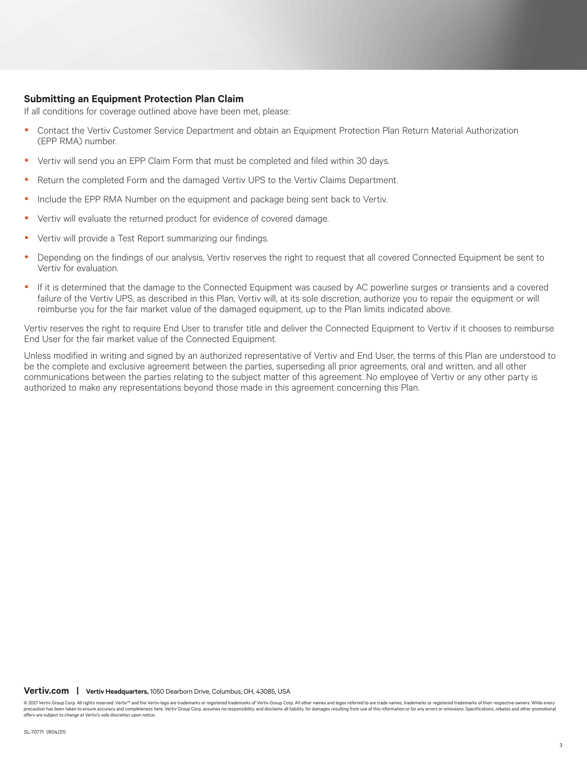### Submitting an Equipment Protection Plan Claim

If all conditions for coverage outlined above have been met, please:

- Contact the Vertiv Customer Service Department and obtain an Equipment Protection Plan Return Material Authorization (EPP RMA) number.
- Vertiv will send you an EPP Claim Form that must be completed and filed within 30 days.
- Return the completed Form and the damaged Vertiv UPS to the Vertiv Claims Department.
- Include the EPP RMA Number on the equipment and package being sent back to Vertiv.
- Vertiv will evaluate the returned product for evidence of covered damage.
- Vertiv will provide a Test Report summarizing our findings.
- Depending on the findings of our analysis, Vertiv reserves the right to request that all covered Connected Equipment be sent to Vertiv for evaluation.
- If it is determined that the damage to the Connected Equipment was caused by AC powerline surges or transients and a covered failure of the Vertiv UPS, as described in this Plan, Vertiv will, at its sole discretion, authorize you to repair the equipment or will reimburse you for the fair market value of the damaged equipment, up to the Plan limits indicated above.

Vertiv reserves the right to require End User to transfer title and deliver the Connected Equipment to Vertiv if it chooses to reimburse End User for the fair market value of the Connected Equipment.

Unless modified in writing and signed by an authorized representative of Vertiv and End User, the terms of this Plan are understood to be the complete and exclusive agreement between the parties, superseding all prior agreements, oral and written, and all other communications between the parties relating to the subject matter of this agreement. No employee of Vertiv or any other party is authorized to make any representations beyond those made in this agreement concerning this Plan.

**Vertiv.com** | **Vertiv Headquarters,** 1050 Dearborn Drive, Columbus, OH, 43085, USA

© 2021 Vertiv Group Corp. All rights reserved. Vertiv™ and the Vertiv logo are trademarks or registered trademarks of Vertiv Group Corp. All other names and logos referred to are trade names, trademarks or registered trademarks of their respective owners. While every precaution has been taken to ensure accuracy and completeness here, Vertiv Group Corp. assumes no responsibility, and disclaims all liability, for damages resulting from use of this information or for any errors or omissions. Specifications, rebates and other promotional offers are subject to change at Vertiv's sole discretion upon notice.

SL-70771 (R04/21)